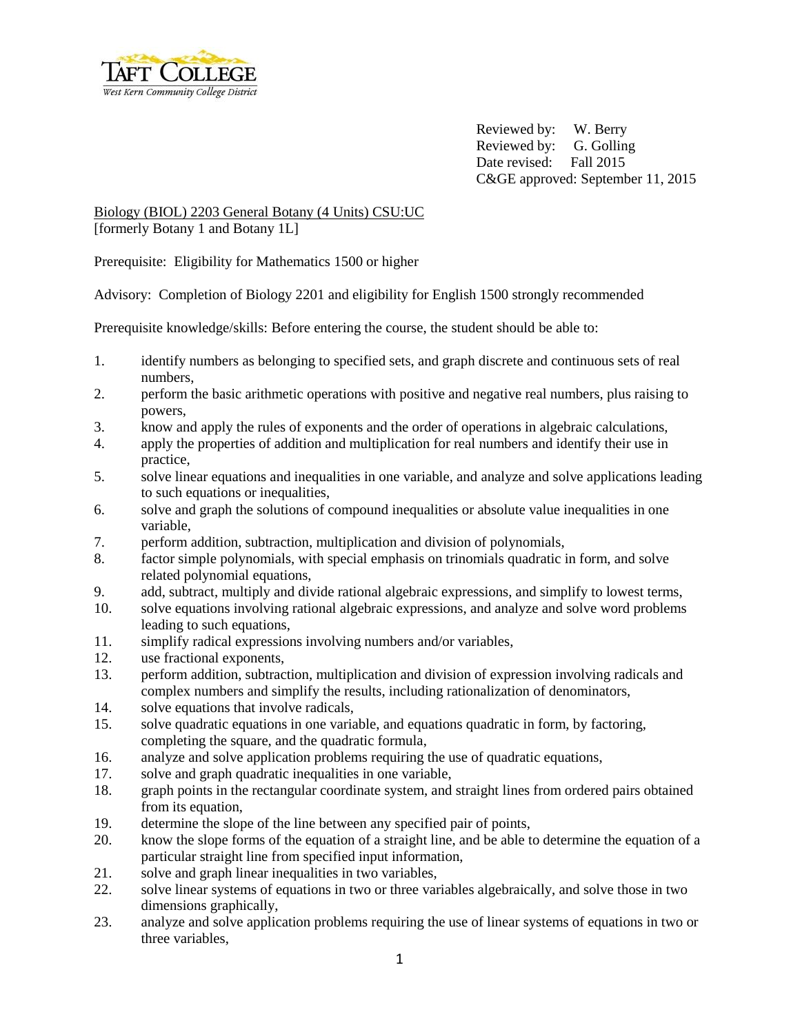TAFT COLLEGE
West Kern Community College District

Reviewed by: W. Berry
Reviewed by: G. Golling
Date revised: Fall 2015
C&GE approved: September 11, 2015

Biology (BIOL) 2203 General Botany (4 Units) CSU:UC
[formerly Botany 1 and Botany 1L]

Prerequisite: Eligibility for Mathematics 1500 or higher

Advisory: Completion of Biology 2201 and eligibility for English 1500 strongly recommended

Prerequisite knowledge/skills: Before entering the course, the student should be able to:

1. identify numbers as belonging to specified sets, and graph discrete and continuous sets of real numbers,
2. perform the basic arithmetic operations with positive and negative real numbers, plus raising to powers,
3. know and apply the rules of exponents and the order of operations in algebraic calculations,
4. apply the properties of addition and multiplication for real numbers and identify their use in practice,
5. solve linear equations and inequalities in one variable, and analyze and solve applications leading to such equations or inequalities,
6. solve and graph the solutions of compound inequalities or absolute value inequalities in one variable,
7. perform addition, subtraction, multiplication and division of polynomials,
8. factor simple polynomials, with special emphasis on trinomials quadratic in form, and solve related polynomial equations,
9. add, subtract, multiply and divide rational algebraic expressions, and simplify to lowest terms,
10. solve equations involving rational algebraic expressions, and analyze and solve word problems leading to such equations,
11. simplify radical expressions involving numbers and/or variables,
12. use fractional exponents,
13. perform addition, subtraction, multiplication and division of expression involving radicals and complex numbers and simplify the results, including rationalization of denominators,
14. solve equations that involve radicals,
15. solve quadratic equations in one variable, and equations quadratic in form, by factoring, completing the square, and the quadratic formula,
16. analyze and solve application problems requiring the use of quadratic equations,
17. solve and graph quadratic inequalities in one variable,
18. graph points in the rectangular coordinate system, and straight lines from ordered pairs obtained from its equation,
19. determine the slope of the line between any specified pair of points,
20. know the slope forms of the equation of a straight line, and be able to determine the equation of a particular straight line from specified input information,
21. solve and graph linear inequalities in two variables,
22. solve linear systems of equations in two or three variables algebraically, and solve those in two dimensions graphically,
23. analyze and solve application problems requiring the use of linear systems of equations in two or three variables,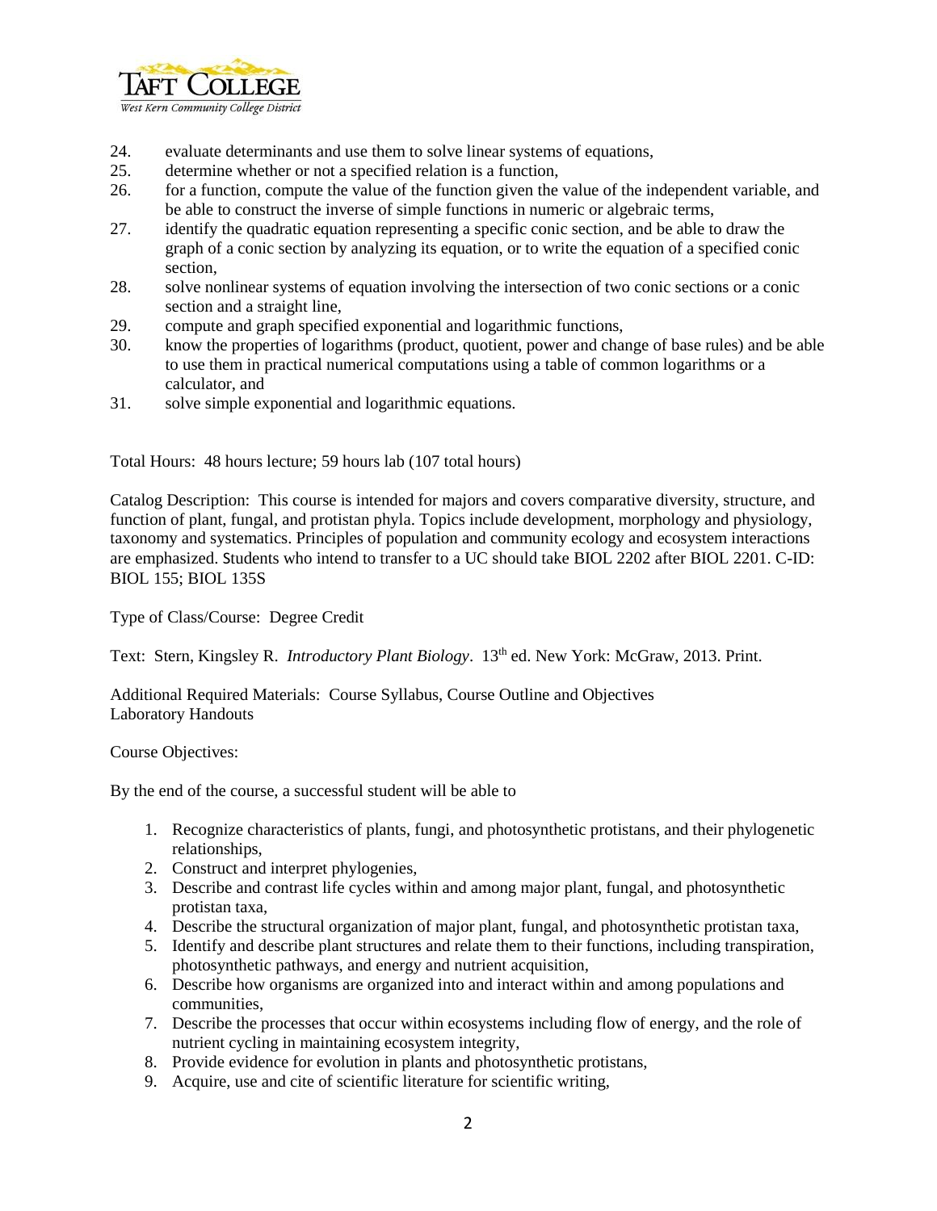24. evaluate determinants and use them to solve linear systems of equations,
25. determine whether or not a specified relation is a function,
26. for a function, compute the value of the function given the value of the independent variable, and be able to construct the inverse of simple functions in numeric or algebraic terms,
27. identify the quadratic equation representing a specific conic section, and be able to draw the graph of a conic section by analyzing its equation, or to write the equation of a specified conic section,
28. solve nonlinear systems of equation involving the intersection of two conic sections or a conic section and a straight line,
29. compute and graph specified exponential and logarithmic functions,
30. know the properties of logarithms (product, quotient, power and change of base rules) and be able to use them in practical numerical computations using a table of common logarithms or a calculator, and
31. solve simple exponential and logarithmic equations.

Total Hours: 48 hours lecture; 59 hours lab (107 total hours)

Catalog Description: This course is intended for majors and covers comparative diversity, structure, and function of plant, fungal, and protistan phyla. Topics include development, morphology and physiology, taxonomy and systematics. Principles of population and community ecology and ecosystem interactions are emphasized. Students who intend to transfer to a UC should take BIOL 2202 after BIOL 2201. C-ID: BIOL 155; BIOL 135S

Type of Class/Course: Degree Credit

Text: Stern, Kingsley R. *Introductory Plant Biology*. 13th ed. New York: McGraw, 2013. Print.

Additional Required Materials: Course Syllabus, Course Outline and Objectives
Laboratory Handouts

Course Objectives:

By the end of the course, a successful student will be able to

1. Recognize characteristics of plants, fungi, and photosynthetic protistans, and their phylogenetic relationships,
2. Construct and interpret phylogenies,
3. Describe and contrast life cycles within and among major plant, fungal, and photosynthetic protistan taxa,
4. Describe the structural organization of major plant, fungal, and photosynthetic protistan taxa,
5. Identify and describe plant structures and relate them to their functions, including transpiration, photosynthetic pathways, and energy and nutrient acquisition,
6. Describe how organisms are organized into and interact within and among populations and communities,
7. Describe the processes that occur within ecosystems including flow of energy, and the role of nutrient cycling in maintaining ecosystem integrity,
8. Provide evidence for evolution in plants and photosynthetic protistans,
9. Acquire, use and cite of scientific literature for scientific writing,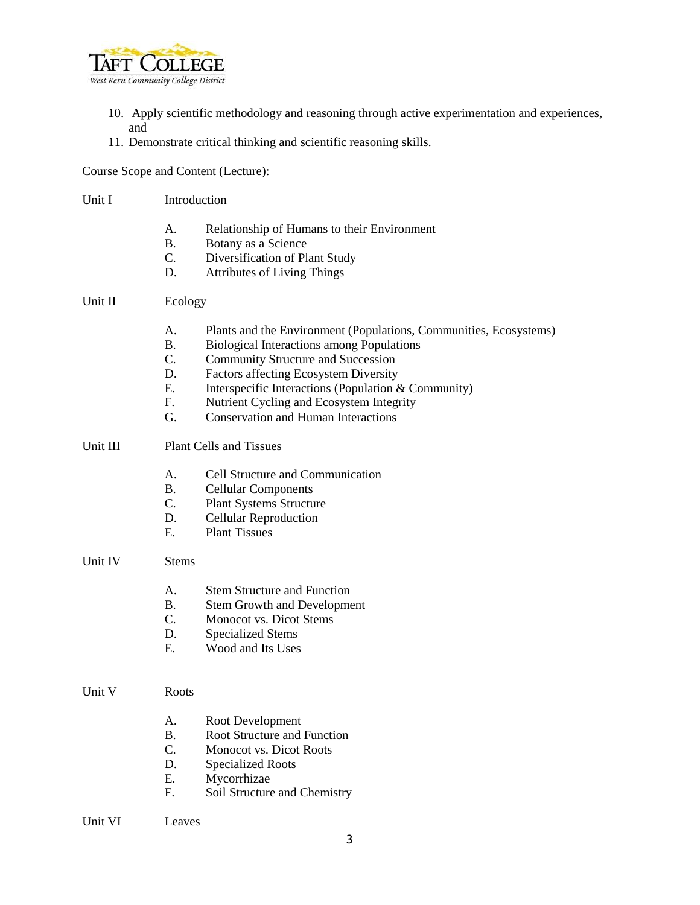10. Apply scientific methodology and reasoning through active experimentation and experiences, and
11. Demonstrate critical thinking and scientific reasoning skills.

Course Scope and Content (Lecture):

Unit I Introduction

- A. Relationship of Humans to their Environment
- B. Botany as a Science
- C. Diversification of Plant Study
- D. Attributes of Living Things

Unit II Ecology

- A. Plants and the Environment (Populations, Communities, Ecosystems)
- B. Biological Interactions among Populations
- C. Community Structure and Succession
- D. Factors affecting Ecosystem Diversity
- E. Interspecific Interactions (Population & Community)
- F. Nutrient Cycling and Ecosystem Integrity
- G. Conservation and Human Interactions

Unit III Plant Cells and Tissues

- A. Cell Structure and Communication
- B. Cellular Components
- C. Plant Systems Structure
- D. Cellular Reproduction
- E. Plant Tissues

Unit IV Stems

- A. Stem Structure and Function
- B. Stem Growth and Development
- C. Monocot vs. Dicot Stems
- D. Specialized Stems
- E. Wood and Its Uses

Unit V Roots

- A. Root Development
- B. Root Structure and Function
- C. Monocot vs. Dicot Roots
- D. Specialized Roots
- E. Mycorrhizae
- F. Soil Structure and Chemistry

Unit VI Leaves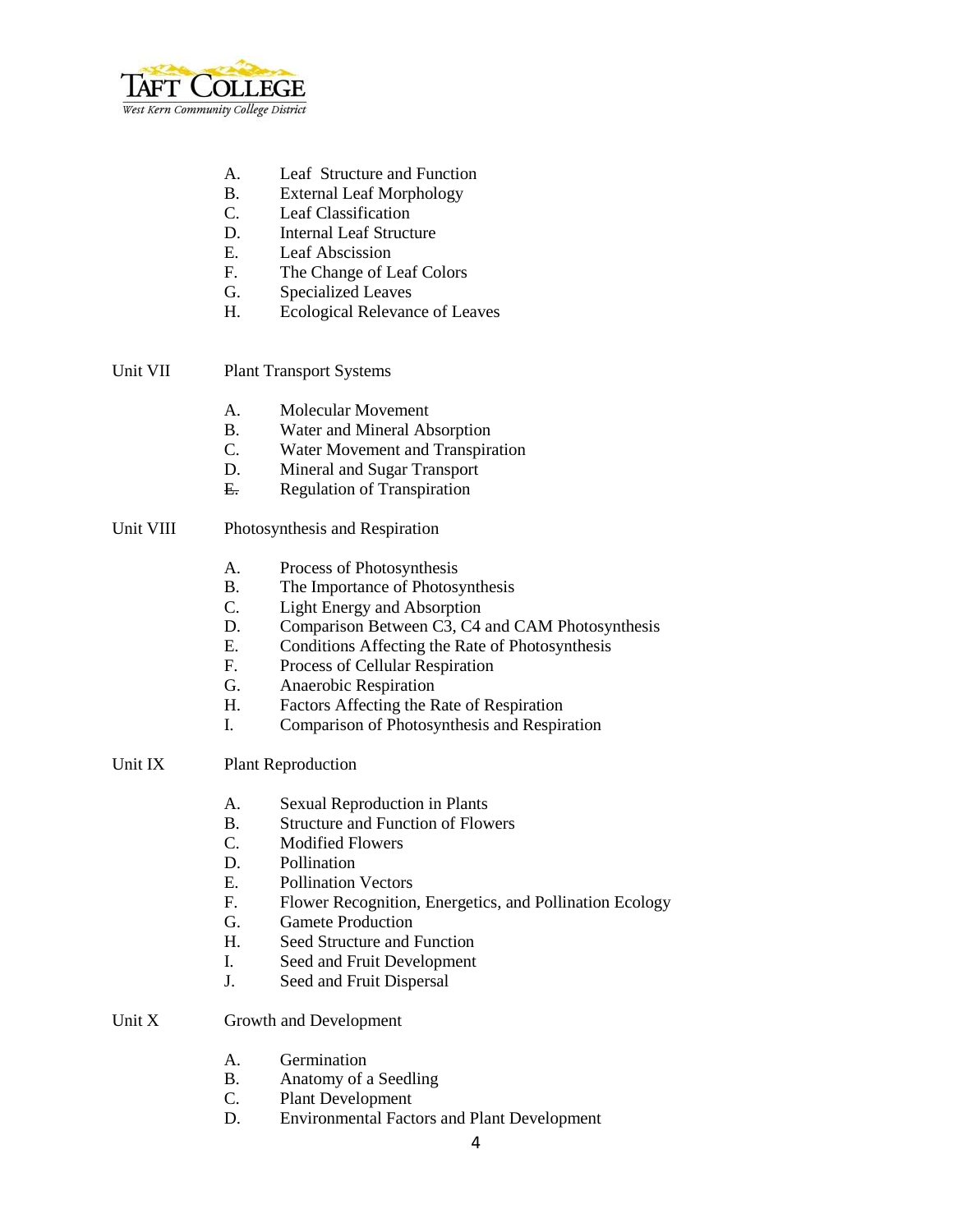A. Leaf Structure and Function
B. External Leaf Morphology
C. Leaf Classification
D. Internal Leaf Structure
E. Leaf Abscission
F. The Change of Leaf Colors
G. Specialized Leaves
H. Ecological Relevance of Leaves

Unit VII Plant Transport Systems

A. Molecular Movement
B. Water and Mineral Absorption
C. Water Movement and Transpiration
D. Mineral and Sugar Transport
~~E.~~ Regulation of Transpiration

Unit VIII Photosynthesis and Respiration

A. Process of Photosynthesis
B. The Importance of Photosynthesis
C. Light Energy and Absorption
D. Comparison Between C3, C4 and CAM Photosynthesis
E. Conditions Affecting the Rate of Photosynthesis
F. Process of Cellular Respiration
G. Anaerobic Respiration
H. Factors Affecting the Rate of Respiration
I. Comparison of Photosynthesis and Respiration

Unit IX Plant Reproduction

A. Sexual Reproduction in Plants
B. Structure and Function of Flowers
C. Modified Flowers
D. Pollination
E. Pollination Vectors
F. Flower Recognition, Energetics, and Pollination Ecology
G. Gamete Production
H. Seed Structure and Function
I. Seed and Fruit Development
J. Seed and Fruit Dispersal

Unit X Growth and Development

A. Germination
B. Anatomy of a Seedling
C. Plant Development
D. Environmental Factors and Plant Development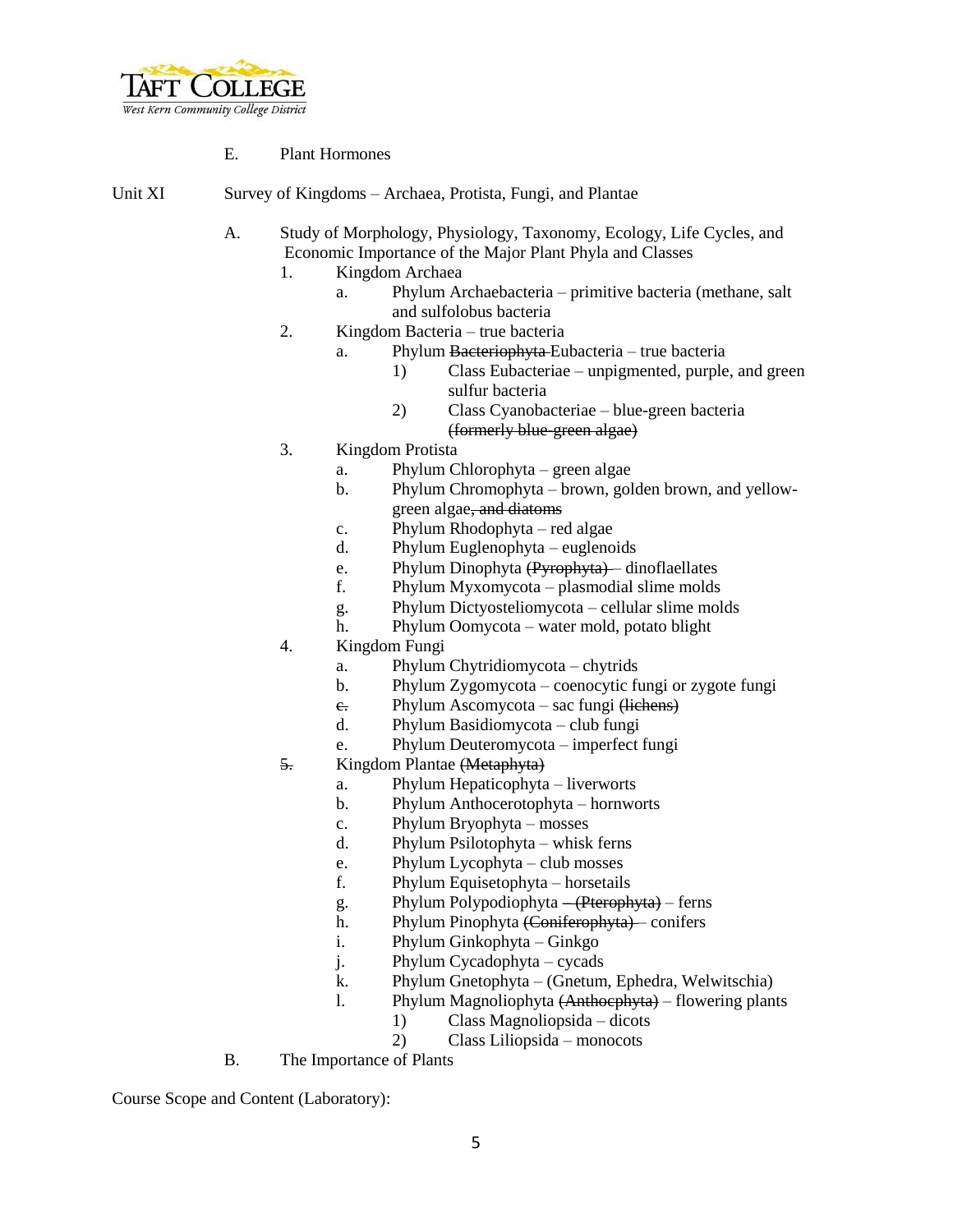E. Plant Hormones

Unit XI Survey of Kingdoms – Archaea, Protista, Fungi, and Plantae

A. Study of Morphology, Physiology, Taxonomy, Ecology, Life Cycles, and Economic Importance of the Major Plant Phyla and Classes
   1. Kingdom Archaea
      a. Phylum Archaebacteria – primitive bacteria (methane, salt and sulfolobus bacteria
   2. Kingdom Bacteria – true bacteria
      a. Phylum ~~Bacteriophyta~~ Eubacteria – true bacteria
         1) Class Eubacteriae – unpigmented, purple, and green sulfur bacteria
         2) Class Cyanobacteriae – blue-green bacteria ~~(formerly blue-green algae)~~
   3. Kingdom Protista
      a. Phylum Chlorophyta – green algae
      b. Phylum Chromophyta – brown, golden brown, and yellow-green algae~~, and diatoms~~
      c. Phylum Rhodophyta – red algae
      d. Phylum Euglenophyta – euglenoids
      e. Phylum Dinophyta ~~(Pyrophyta)~~ – dinoflaellates
      f. Phylum Myxomycota – plasmodial slime molds
      g. Phylum Dictyosteliomycota – cellular slime molds
      h. Phylum Oomycota – water mold, potato blight
   4. Kingdom Fungi
      a. Phylum Chytridiomycota – chytrids
      b. Phylum Zygomycota – coenocytic fungi or zygote fungi
      ~~c.~~ Phylum Ascomycota – sac fungi ~~(lichens)~~
      d. Phylum Basidiomycota – club fungi
      e. Phylum Deuteromycota – imperfect fungi
   ~~5.~~ Kingdom Plantae ~~(Metaphyta)~~
      a. Phylum Hepaticophyta – liverworts
      b. Phylum Anthocerotophyta – hornworts
      c. Phylum Bryophyta – mosses
      d. Phylum Psilotophyta – whisk ferns
      e. Phylum Lycophyta – club mosses
      f. Phylum Equisetophyta – horsetails
      g. Phylum Polypodiophyta ~~– (Pterophyta)~~ – ferns
      h. Phylum Pinophyta ~~(Coniferophyta)~~ – conifers
      i. Phylum Ginkophyta – Ginkgo
      j. Phylum Cycadophyta – cycads
      k. Phylum Gnetophyta – (Gnetum, Ephedra, Welwitschia)
      l. Phylum Magnoliophyta ~~(Anthocphyta)~~ – flowering plants
         1) Class Magnoliopsida – dicots
         2) Class Liliopsida – monocots

B. The Importance of Plants

Course Scope and Content (Laboratory):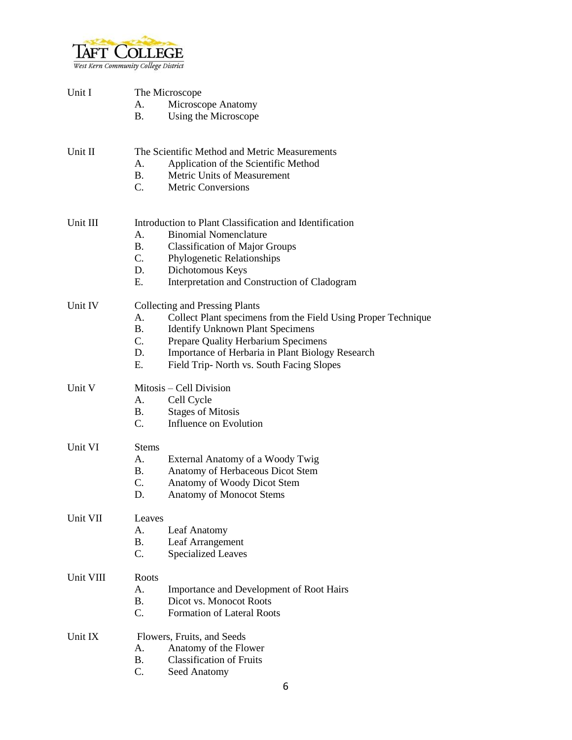Unit I The Microscope

- A. Microscope Anatomy
- B. Using the Microscope

Unit II The Scientific Method and Metric Measurements

- A. Application of the Scientific Method
- B. Metric Units of Measurement
- C. Metric Conversions

Unit III Introduction to Plant Classification and Identification

- A. Binomial Nomenclature
- B. Classification of Major Groups
- C. Phylogenetic Relationships
- D. Dichotomous Keys
- E. Interpretation and Construction of Cladogram

Unit IV Collecting and Pressing Plants

- A. Collect Plant specimens from the Field Using Proper Technique
- B. Identify Unknown Plant Specimens
- C. Prepare Quality Herbarium Specimens
- D. Importance of Herbaria in Plant Biology Research
- E. Field Trip- North vs. South Facing Slopes

Unit V Mitosis – Cell Division

- A. Cell Cycle
- B. Stages of Mitosis
- C. Influence on Evolution

Unit VI Stems

- A. External Anatomy of a Woody Twig
- B. Anatomy of Herbaceous Dicot Stem
- C. Anatomy of Woody Dicot Stem
- D. Anatomy of Monocot Stems

Unit VII Leaves

- A. Leaf Anatomy
- B. Leaf Arrangement
- C. Specialized Leaves

Unit VIII Roots

- A. Importance and Development of Root Hairs
- B. Dicot vs. Monocot Roots
- C. Formation of Lateral Roots

Unit IX Flowers, Fruits, and Seeds

- A. Anatomy of the Flower
- B. Classification of Fruits
- C. Seed Anatomy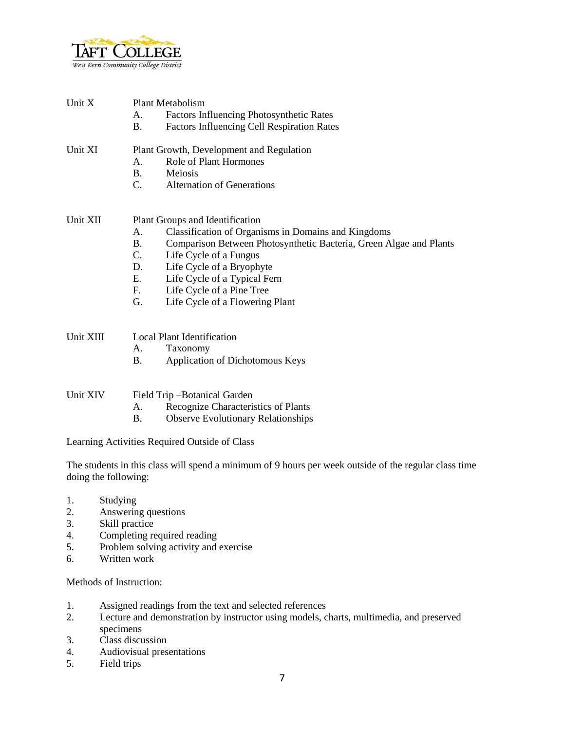Unit X Plant Metabolism

A. Factors Influencing Photosynthetic Rates
B. Factors Influencing Cell Respiration Rates

Unit XI Plant Growth, Development and Regulation

A. Role of Plant Hormones
B. Meiosis
C. Alternation of Generations

Unit XII Plant Groups and Identification

A. Classification of Organisms in Domains and Kingdoms
B. Comparison Between Photosynthetic Bacteria, Green Algae and Plants
C. Life Cycle of a Fungus
D. Life Cycle of a Bryophyte
E. Life Cycle of a Typical Fern
F. Life Cycle of a Pine Tree
G. Life Cycle of a Flowering Plant

Unit XIII Local Plant Identification

A. Taxonomy
B. Application of Dichotomous Keys

Unit XIV Field Trip –Botanical Garden

A. Recognize Characteristics of Plants
B. Observe Evolutionary Relationships

Learning Activities Required Outside of Class

The students in this class will spend a minimum of 9 hours per week outside of the regular class time doing the following:

1. Studying
2. Answering questions
3. Skill practice
4. Completing required reading
5. Problem solving activity and exercise
6. Written work

Methods of Instruction:

1. Assigned readings from the text and selected references
2. Lecture and demonstration by instructor using models, charts, multimedia, and preserved specimens
3. Class discussion
4. Audiovisual presentations
5. Field trips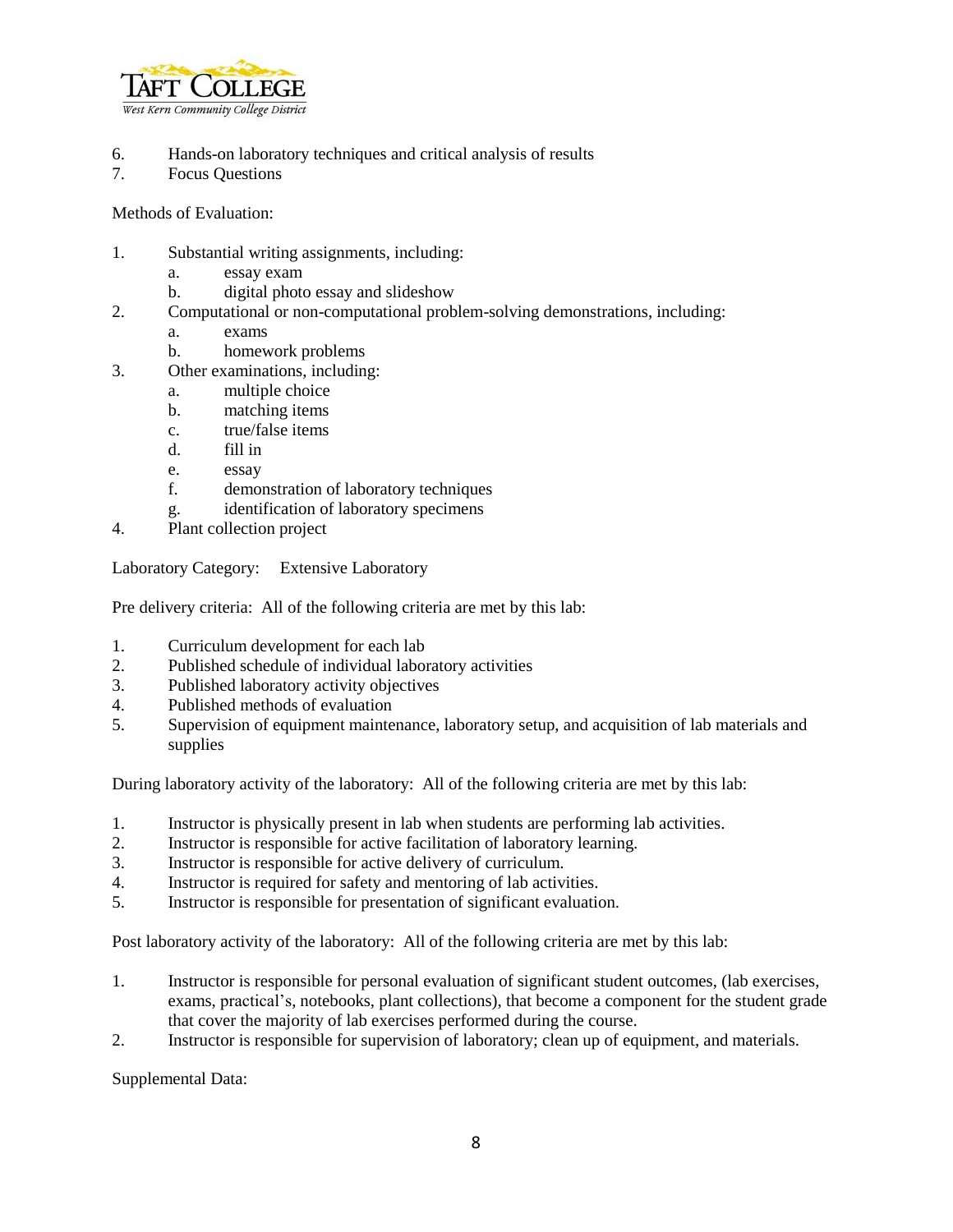6. Hands-on laboratory techniques and critical analysis of results
7. Focus Questions

Methods of Evaluation:

1. Substantial writing assignments, including:
    a. essay exam
    b. digital photo essay and slideshow
2. Computational or non-computational problem-solving demonstrations, including:
    a. exams
    b. homework problems
3. Other examinations, including:
    a. multiple choice
    b. matching items
    c. true/false items
    d. fill in
    e. essay
    f. demonstration of laboratory techniques
    g. identification of laboratory specimens
4. Plant collection project

Laboratory Category: Extensive Laboratory

Pre delivery criteria: All of the following criteria are met by this lab:

1. Curriculum development for each lab
2. Published schedule of individual laboratory activities
3. Published laboratory activity objectives
4. Published methods of evaluation
5. Supervision of equipment maintenance, laboratory setup, and acquisition of lab materials and supplies

During laboratory activity of the laboratory: All of the following criteria are met by this lab:

1. Instructor is physically present in lab when students are performing lab activities.
2. Instructor is responsible for active facilitation of laboratory learning.
3. Instructor is responsible for active delivery of curriculum.
4. Instructor is required for safety and mentoring of lab activities.
5. Instructor is responsible for presentation of significant evaluation.

Post laboratory activity of the laboratory: All of the following criteria are met by this lab:

1. Instructor is responsible for personal evaluation of significant student outcomes, (lab exercises, exams, practical's, notebooks, plant collections), that become a component for the student grade that cover the majority of lab exercises performed during the course.
2. Instructor is responsible for supervision of laboratory; clean up of equipment, and materials.

Supplemental Data: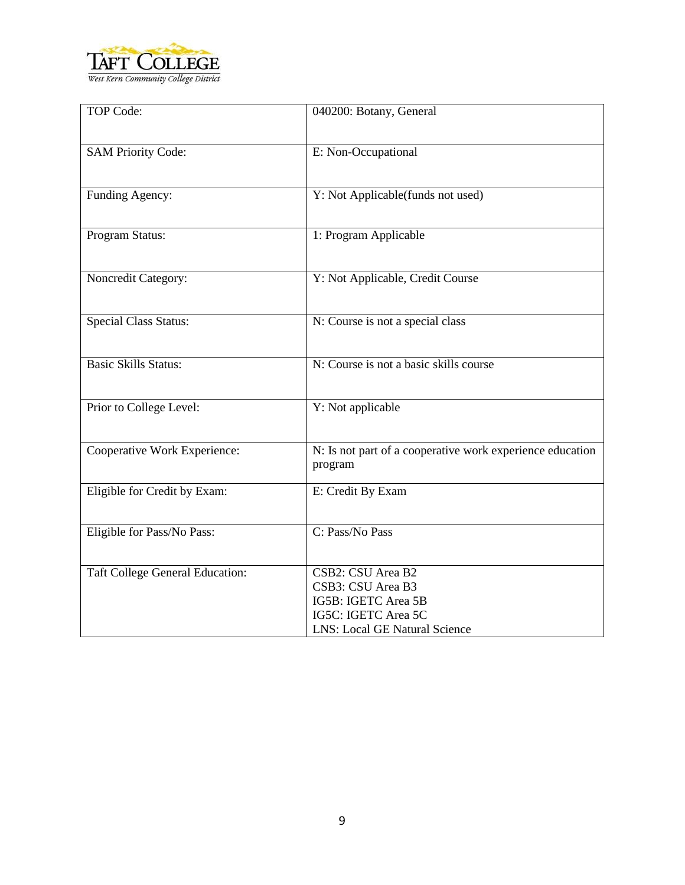| | |
|---|---|
| TOP Code: | 040200: Botany, General |
| SAM Priority Code: | E: Non-Occupational |
| Funding Agency: | Y: Not Applicable(funds not used) |
| Program Status: | 1: Program Applicable |
| Noncredit Category: | Y: Not Applicable, Credit Course |
| Special Class Status: | N: Course is not a special class |
| Basic Skills Status: | N: Course is not a basic skills course |
| Prior to College Level: | Y: Not applicable |
| Cooperative Work Experience: | N: Is not part of a cooperative work experience education program |
| Eligible for Credit by Exam: | E: Credit By Exam |
| Eligible for Pass/No Pass: | C: Pass/No Pass |
| Taft College General Education: | CSB2: CSU Area B2<br>CSB3: CSU Area B3<br>IG5B: IGETC Area 5B<br>IG5C: IGETC Area 5C<br>LNS: Local GE Natural Science |